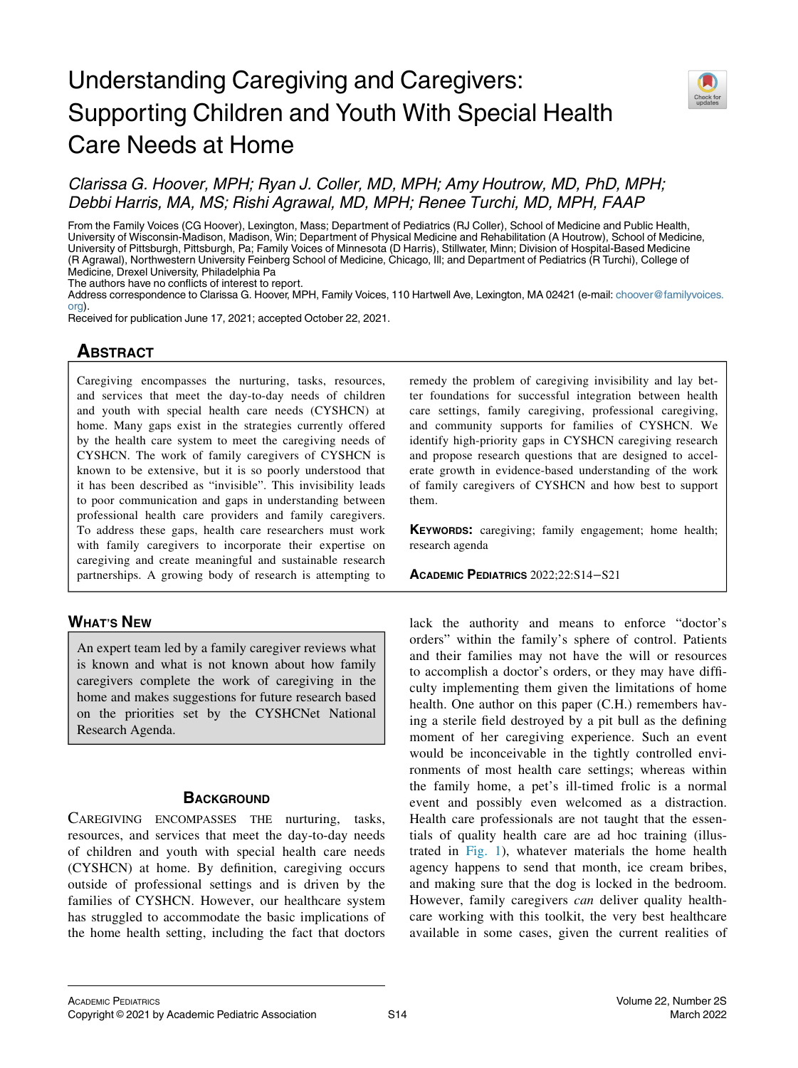# Understanding Caregiving and Caregivers: Supporting Children and Youth With Special Health Care Needs at Home

*Clarissa G. Hoover, MPH; Ryan J. Coller, MD, MPH; Amy Houtrow, MD, PhD, MPH; Debbi Harris, MA, MS; Rishi Agrawal, MD, MPH; Renee Turchi, MD, MPH, FAAP*

From the Family Voices (CG Hoover), Lexington, Mass; Department of Pediatrics (RJ Coller), School of Medicine and Public Health, University of Wisconsin-Madison, Madison, Win; Department of Physical Medicine and Rehabilitation (A Houtrow), School of Medicine, University of Pittsburgh, Pittsburgh, Pa; Family Voices of Minnesota (D Harris), Stillwater, Minn; Division of Hospital-Based Medicine (R Agrawal), Northwestern University Feinberg School of Medicine, Chicago, Ill; and Department of Pediatrics (R Turchi), College of Medicine, Drexel University, Philadelphia Pa

The authors have no conflicts of interest to report.

Address correspondence to Clarissa G. Hoover, MPH, Family Voices, 110 Hartwell Ave, Lexington, MA 02421 (e-mail: choover@familyvoices.org).

Received for publication June 17, 2021; accepted October 22, 2021.

## Abstract

Caregiving encompasses the nurturing, tasks, resources, and services that meet the day-to-day needs of children and youth with special health care needs (CYSHCN) at home. Many gaps exist in the strategies currently offered by the health care system to meet the caregiving needs of CYSHCN. The work of family caregivers of CYSHCN is known to be extensive, but it is so poorly understood that it has been described as "invisible". This invisibility leads to poor communication and gaps in understanding between professional health care providers and family caregivers. To address these gaps, health care researchers must work with family caregivers to incorporate their expertise on caregiving and create meaningful and sustainable research partnerships. A growing body of research is attempting to remedy the problem of caregiving invisibility and lay better foundations for successful integration between health care settings, family caregiving, professional caregiving, and community supports for families of CYSHCN. We identify high-priority gaps in CYSHCN caregiving research and propose research questions that are designed to accelerate growth in evidence-based understanding of the work of family caregivers of CYSHCN and how best to support them.

**Keywords:** caregiving; family engagement; home health; research agenda

Academic Pediatrics 2022;22:S14−S21

## What's New

An expert team led by a family caregiver reviews what is known and what is not known about how family caregivers complete the work of caregiving in the home and makes suggestions for future research based on the priorities set by the CYSHCNet National Research Agenda.

## Background

Caregiving encompasses the nurturing, tasks, resources, and services that meet the day-to-day needs of children and youth with special health care needs (CYSHCN) at home. By definition, caregiving occurs outside of professional settings and is driven by the families of CYSHCN. However, our healthcare system has struggled to accommodate the basic implications of the home health setting, including the fact that doctors lack the authority and means to enforce "doctor's orders" within the family's sphere of control. Patients and their families may not have the will or resources to accomplish a doctor's orders, or they may have difficulty implementing them given the limitations of home health. One author on this paper (C.H.) remembers having a sterile field destroyed by a pit bull as the defining moment of her caregiving experience. Such an event would be inconceivable in the tightly controlled environments of most health care settings; whereas within the family home, a pet's ill-timed frolic is a normal event and possibly even welcomed as a distraction. Health care professionals are not taught that the essentials of quality health care are ad hoc training (illustrated in Fig. 1), whatever materials the home health agency happens to send that month, ice cream bribes, and making sure that the dog is locked in the bedroom. However, family caregivers *can* deliver quality healthcare working with this toolkit, the very best healthcare available in some cases, given the current realities of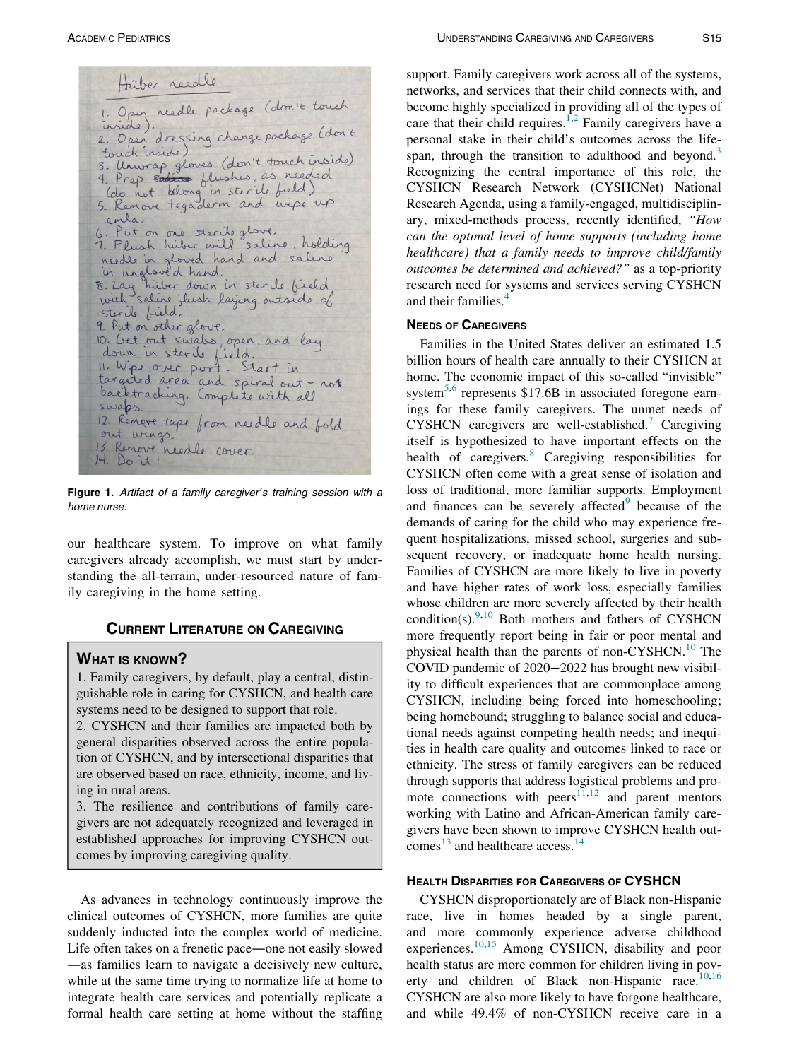**Figure 1.** *Artifact of a family caregiver's training session with a home nurse.*

our healthcare system. To improve on what family caregivers already accomplish, we must start by understanding the all-terrain, under-resourced nature of family caregiving in the home setting.

## Current Literature on Caregiving

### What is known?

1. Family caregivers, by default, play a central, distinguishable role in caring for CYSHCN, and health care systems need to be designed to support that role.
2. CYSHCN and their families are impacted both by general disparities observed across the entire population of CYSHCN, and by intersectional disparities that are observed based on race, ethnicity, income, and living in rural areas.
3. The resilience and contributions of family caregivers are not adequately recognized and leveraged in established approaches for improving CYSHCN outcomes by improving caregiving quality.

As advances in technology continuously improve the clinical outcomes of CYSHCN, more families are quite suddenly inducted into the complex world of medicine. Life often takes on a frenetic pace—one not easily slowed—as families learn to navigate a decisively new culture, while at the same time trying to normalize life at home to integrate health care services and potentially replicate a formal health care setting at home without the staffing support. Family caregivers work across all of the systems, networks, and services that their child connects with, and become highly specialized in providing all of the types of care that their child requires.[1,2] Family caregivers have a personal stake in their child's outcomes across the lifespan, through the transition to adulthood and beyond.[3] Recognizing the central importance of this role, the CYSHCN Research Network (CYSHCNet) National Research Agenda, using a family-engaged, multidisciplinary, mixed-methods process, recently identified, *"How can the optimal level of home supports (including home healthcare) that a family needs to improve child/family outcomes be determined and achieved?"* as a top-priority research need for systems and services serving CYSHCN and their families.[4]

### Needs of Caregivers

Families in the United States deliver an estimated 1.5 billion hours of health care annually to their CYSHCN at home. The economic impact of this so-called "invisible" system[5,6] represents $17.6B in associated foregone earnings for these family caregivers. The unmet needs of CYSHCN caregivers are well-established.[7] Caregiving itself is hypothesized to have important effects on the health of caregivers.[8] Caregiving responsibilities for CYSHCN often come with a great sense of isolation and loss of traditional, more familiar supports. Employment and finances can be severely affected[9] because of the demands of caring for the child who may experience frequent hospitalizations, missed school, surgeries and subsequent recovery, or inadequate home health nursing. Families of CYSHCN are more likely to live in poverty and have higher rates of work loss, especially families whose children are more severely affected by their health condition(s).[9,10] Both mothers and fathers of CYSHCN more frequently report being in fair or poor mental and physical health than the parents of non-CYSHCN.[10] The COVID pandemic of 2020−2022 has brought new visibility to difficult experiences that are commonplace among CYSHCN, including being forced into homeschooling; being homebound; struggling to balance social and educational needs against competing health needs; and inequities in health care quality and outcomes linked to race or ethnicity. The stress of family caregivers can be reduced through supports that address logistical problems and promote connections with peers[11,12] and parent mentors working with Latino and African-American family caregivers have been shown to improve CYSHCN health outcomes[13] and healthcare access.[14]

### Health Disparities for Caregivers of CYSHCN

CYSHCN disproportionately are of Black non-Hispanic race, live in homes headed by a single parent, and more commonly experience adverse childhood experiences.[10,15] Among CYSHCN, disability and poor health status are more common for children living in poverty and children of Black non-Hispanic race.[10,16] CYSHCN are also more likely to have forgone healthcare, and while 49.4% of non-CYSHCN receive care in a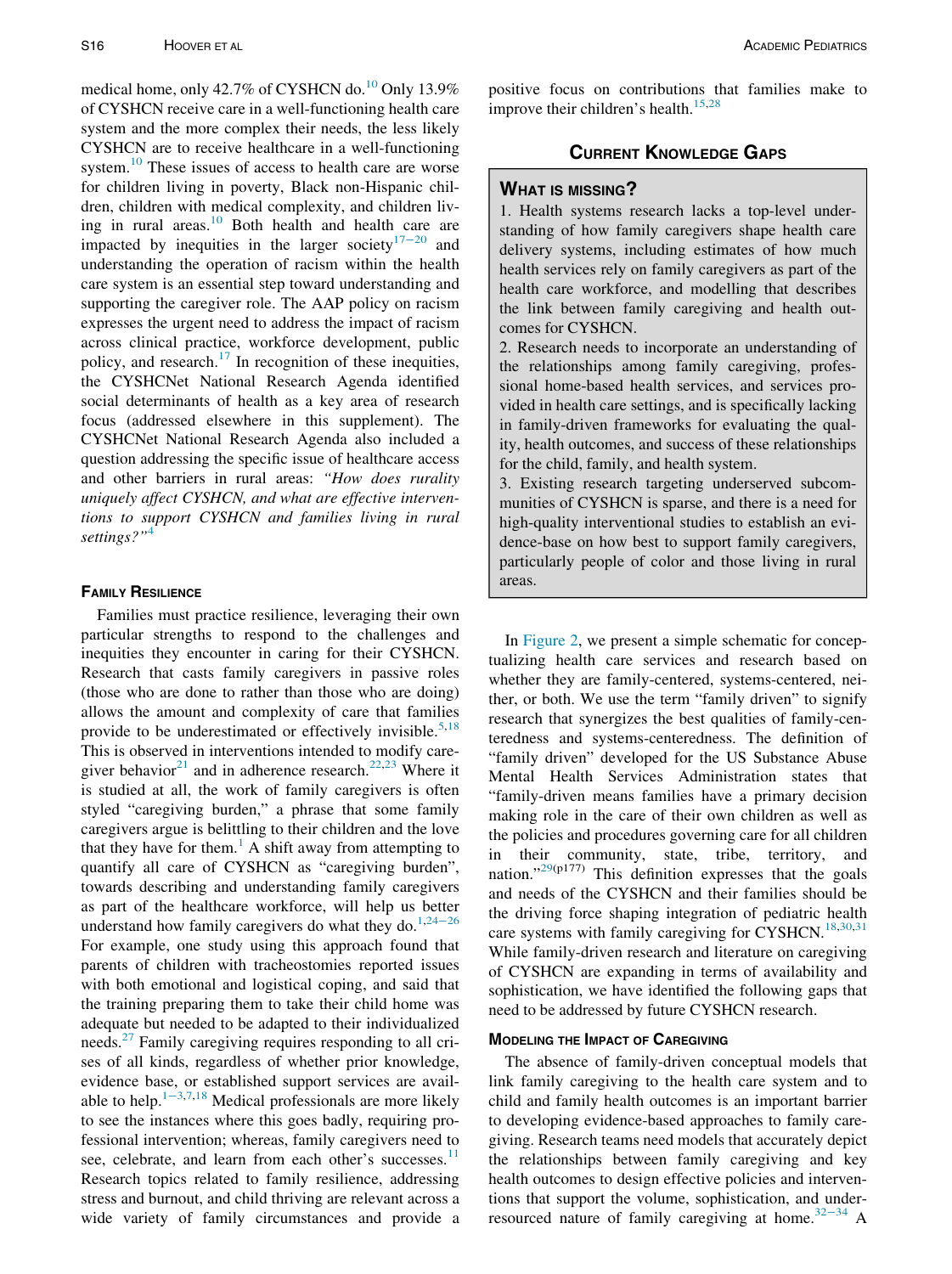medical home, only 42.7% of CYSHCN do.[10] Only 13.9% of CYSHCN receive care in a well-functioning health care system and the more complex their needs, the less likely CYSHCN are to receive healthcare in a well-functioning system.[10] These issues of access to health care are worse for children living in poverty, Black non-Hispanic children, children with medical complexity, and children living in rural areas.[10] Both health and health care are impacted by inequities in the larger society[17–20] and understanding the operation of racism within the health care system is an essential step toward understanding and supporting the caregiver role. The AAP policy on racism expresses the urgent need to address the impact of racism across clinical practice, workforce development, public policy, and research.[17] In recognition of these inequities, the CYSHCNet National Research Agenda identified social determinants of health as a key area of research focus (addressed elsewhere in this supplement). The CYSHCNet National Research Agenda also included a question addressing the specific issue of healthcare access and other barriers in rural areas: *"How does rurality uniquely affect CYSHCN, and what are effective interventions to support CYSHCN and families living in rural settings?"*[4]

## Family Resilience

Families must practice resilience, leveraging their own particular strengths to respond to the challenges and inequities they encounter in caring for their CYSHCN. Research that casts family caregivers in passive roles (those who are done to rather than those who are doing) allows the amount and complexity of care that families provide to be underestimated or effectively invisible.[5,18] This is observed in interventions intended to modify caregiver behavior[21] and in adherence research.[22,23] Where it is studied at all, the work of family caregivers is often styled "caregiving burden," a phrase that some family caregivers argue is belittling to their children and the love that they have for them.[1] A shift away from attempting to quantify all care of CYSHCN as "caregiving burden", towards describing and understanding family caregivers as part of the healthcare workforce, will help us better understand how family caregivers do what they do.[1,24–26] For example, one study using this approach found that parents of children with tracheostomies reported issues with both emotional and logistical coping, and said that the training preparing them to take their child home was adequate but needed to be adapted to their individualized needs.[27] Family caregiving requires responding to all crises of all kinds, regardless of whether prior knowledge, evidence base, or established support services are available to help.[1–3,7,18] Medical professionals are more likely to see the instances where this goes badly, requiring professional intervention; whereas, family caregivers need to see, celebrate, and learn from each other's successes.[11] Research topics related to family resilience, addressing stress and burnout, and child thriving are relevant across a wide variety of family circumstances and provide a positive focus on contributions that families make to improve their children's health.[15,28]

## Current Knowledge Gaps

> **What is missing?**
>
> 1. Health systems research lacks a top-level understanding of how family caregivers shape health care delivery systems, including estimates of how much health services rely on family caregivers as part of the health care workforce, and modelling that describes the link between family caregiving and health outcomes for CYSHCN.
> 2. Research needs to incorporate an understanding of the relationships among family caregiving, professional home-based health services, and services provided in health care settings, and is specifically lacking in family-driven frameworks for evaluating the quality, health outcomes, and success of these relationships for the child, family, and health system.
> 3. Existing research targeting underserved subcommunities of CYSHCN is sparse, and there is a need for high-quality interventional studies to establish an evidence-base on how best to support family caregivers, particularly people of color and those living in rural areas.

In Figure 2, we present a simple schematic for conceptualizing health care services and research based on whether they are family-centered, systems-centered, neither, or both. We use the term "family driven" to signify research that synergizes the best qualities of family-centeredness and systems-centeredness. The definition of "family driven" developed for the US Substance Abuse Mental Health Services Administration states that "family-driven means families have a primary decision making role in the care of their own children as well as the policies and procedures governing care for all children in their community, state, tribe, territory, and nation."[29(p177)] This definition expresses that the goals and needs of the CYSHCN and their families should be the driving force shaping integration of pediatric health care systems with family caregiving for CYSHCN.[18,30,31] While family-driven research and literature on caregiving of CYSHCN are expanding in terms of availability and sophistication, we have identified the following gaps that need to be addressed by future CYSHCN research.

### Modeling the Impact of Caregiving

The absence of family-driven conceptual models that link family caregiving to the health care system and to child and family health outcomes is an important barrier to developing evidence-based approaches to family caregiving. Research teams need models that accurately depict the relationships between family caregiving and key health outcomes to design effective policies and interventions that support the volume, sophistication, and underresourced nature of family caregiving at home.[32–34] A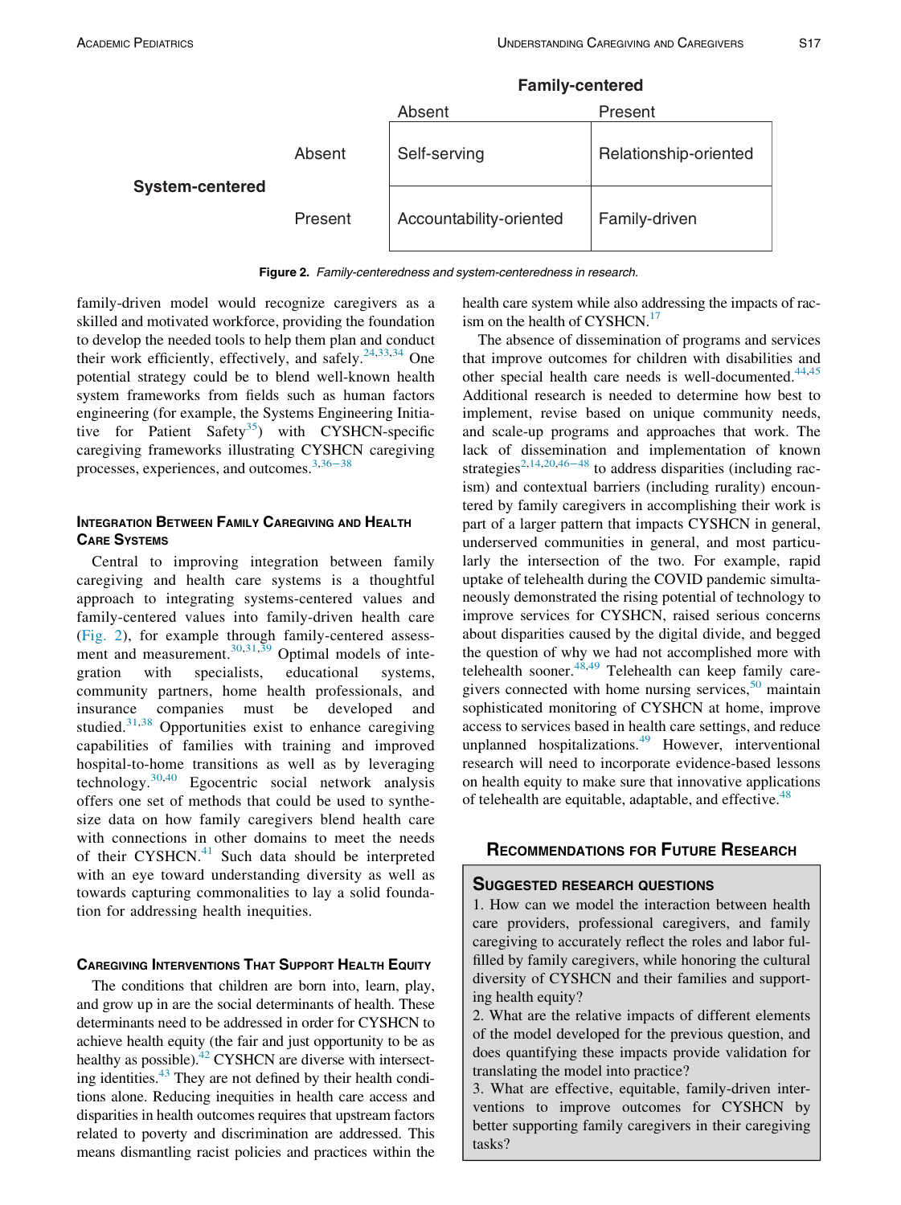| | | Family-centered | |
|---|---|---|---|
| | | Absent | Present |
| System-centered | Absent | Self-serving | Relationship-oriented |
| | Present | Accountability-oriented | Family-driven |

**Figure 2.** *Family-centeredness and system-centeredness in research.*

family-driven model would recognize caregivers as a skilled and motivated workforce, providing the foundation to develop the needed tools to help them plan and conduct their work efficiently, effectively, and safely.[24,33,34] One potential strategy could be to blend well-known health system frameworks from fields such as human factors engineering (for example, the Systems Engineering Initiative for Patient Safety[35]) with CYSHCN-specific caregiving frameworks illustrating CYSHCN caregiving processes, experiences, and outcomes.[3,36–38]

## Integration Between Family Caregiving and Health Care Systems

Central to improving integration between family caregiving and health care systems is a thoughtful approach to integrating systems-centered values and family-centered values into family-driven health care (Fig. 2), for example through family-centered assessment and measurement.[30,31,39] Optimal models of integration with specialists, educational systems, community partners, home health professionals, and insurance companies must be developed and studied.[31,38] Opportunities exist to enhance caregiving capabilities of families with training and improved hospital-to-home transitions as well as by leveraging technology.[30,40] Egocentric social network analysis offers one set of methods that could be used to synthesize data on how family caregivers blend health care with connections in other domains to meet the needs of their CYSHCN.[41] Such data should be interpreted with an eye toward understanding diversity as well as towards capturing commonalities to lay a solid foundation for addressing health inequities.

## Caregiving Interventions That Support Health Equity

The conditions that children are born into, learn, play, and grow up in are the social determinants of health. These determinants need to be addressed in order for CYSHCN to achieve health equity (the fair and just opportunity to be as healthy as possible).[42] CYSHCN are diverse with intersecting identities.[43] They are not defined by their health conditions alone. Reducing inequities in health care access and disparities in health outcomes requires that upstream factors related to poverty and discrimination are addressed. This means dismantling racist policies and practices within the health care system while also addressing the impacts of racism on the health of CYSHCN.[17]

The absence of dissemination of programs and services that improve outcomes for children with disabilities and other special health care needs is well-documented.[44,45] Additional research is needed to determine how best to implement, revise based on unique community needs, and scale-up programs and approaches that work. The lack of dissemination and implementation of known strategies[2,14,20,46–48] to address disparities (including racism) and contextual barriers (including rurality) encountered by family caregivers in accomplishing their work is part of a larger pattern that impacts CYSHCN in general, underserved communities in general, and most particularly the intersection of the two. For example, rapid uptake of telehealth during the COVID pandemic simultaneously demonstrated the rising potential of technology to improve services for CYSHCN, raised serious concerns about disparities caused by the digital divide, and begged the question of why we had not accomplished more with telehealth sooner.[48,49] Telehealth can keep family caregivers connected with home nursing services,[50] maintain sophisticated monitoring of CYSHCN at home, improve access to services based in health care settings, and reduce unplanned hospitalizations.[49] However, interventional research will need to incorporate evidence-based lessons on health equity to make sure that innovative applications of telehealth are equitable, adaptable, and effective.[48]

## Recommendations for Future Research

### Suggested Research Questions

1. How can we model the interaction between health care providers, professional caregivers, and family caregiving to accurately reflect the roles and labor fulfilled by family caregivers, while honoring the cultural diversity of CYSHCN and their families and supporting health equity?
2. What are the relative impacts of different elements of the model developed for the previous question, and does quantifying these impacts provide validation for translating the model into practice?
3. What are effective, equitable, family-driven interventions to improve outcomes for CYSHCN by better supporting family caregivers in their caregiving tasks?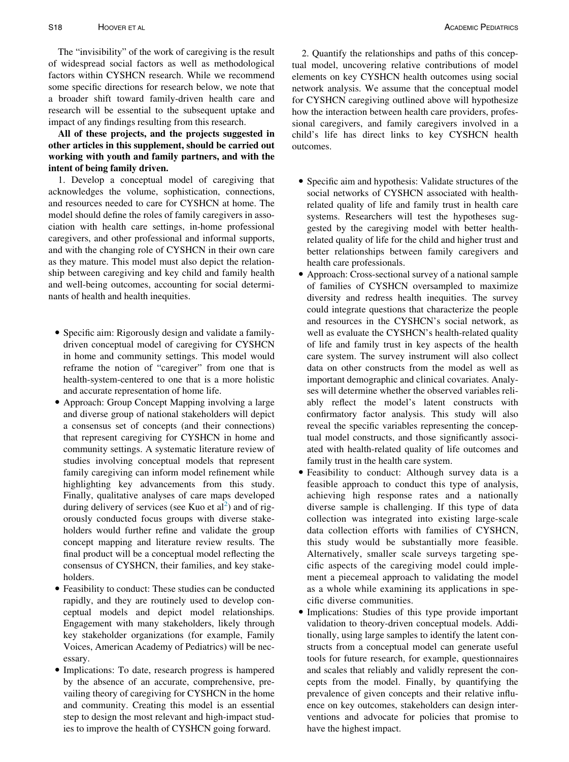The "invisibility" of the work of caregiving is the result of widespread social factors as well as methodological factors within CYSHCN research. While we recommend some specific directions for research below, we note that a broader shift toward family-driven health care and research will be essential to the subsequent uptake and impact of any findings resulting from this research.

**All of these projects, and the projects suggested in other articles in this supplement, should be carried out working with youth and family partners, and with the intent of being family driven.**

1. Develop a conceptual model of caregiving that acknowledges the volume, sophistication, connections, and resources needed to care for CYSHCN at home. The model should define the roles of family caregivers in association with health care settings, in-home professional caregivers, and other professional and informal supports, and with the changing role of CYSHCN in their own care as they mature. This model must also depict the relationship between caregiving and key child and family health and well-being outcomes, accounting for social determinants of health and health inequities.

- Specific aim: Rigorously design and validate a family-driven conceptual model of caregiving for CYSHCN in home and community settings. This model would reframe the notion of "caregiver" from one that is health-system-centered to one that is a more holistic and accurate representation of home life.
- Approach: Group Concept Mapping involving a large and diverse group of national stakeholders will depict a consensus set of concepts (and their connections) that represent caregiving for CYSHCN in home and community settings. A systematic literature review of studies involving conceptual models that represent family caregiving can inform model refinement while highlighting key advancements from this study. Finally, qualitative analyses of care maps developed during delivery of services (see Kuo et al[2]) and of rigorously conducted focus groups with diverse stakeholders would further refine and validate the group concept mapping and literature review results. The final product will be a conceptual model reflecting the consensus of CYSHCN, their families, and key stakeholders.
- Feasibility to conduct: These studies can be conducted rapidly, and they are routinely used to develop conceptual models and depict model relationships. Engagement with many stakeholders, likely through key stakeholder organizations (for example, Family Voices, American Academy of Pediatrics) will be necessary.
- Implications: To date, research progress is hampered by the absence of an accurate, comprehensive, prevailing theory of caregiving for CYSHCN in the home and community. Creating this model is an essential step to design the most relevant and high-impact studies to improve the health of CYSHCN going forward.

2. Quantify the relationships and paths of this conceptual model, uncovering relative contributions of model elements on key CYSHCN health outcomes using social network analysis. We assume that the conceptual model for CYSHCN caregiving outlined above will hypothesize how the interaction between health care providers, professional caregivers, and family caregivers involved in a child's life has direct links to key CYSHCN health outcomes.

- Specific aim and hypothesis: Validate structures of the social networks of CYSHCN associated with health-related quality of life and family trust in health care systems. Researchers will test the hypotheses suggested by the caregiving model with better health-related quality of life for the child and higher trust and better relationships between family caregivers and health care professionals.
- Approach: Cross-sectional survey of a national sample of families of CYSHCN oversampled to maximize diversity and redress health inequities. The survey could integrate questions that characterize the people and resources in the CYSHCN's social network, as well as evaluate the CYSHCN's health-related quality of life and family trust in key aspects of the health care system. The survey instrument will also collect data on other constructs from the model as well as important demographic and clinical covariates. Analyses will determine whether the observed variables reliably reflect the model's latent constructs with confirmatory factor analysis. This study will also reveal the specific variables representing the conceptual model constructs, and those significantly associated with health-related quality of life outcomes and family trust in the health care system.
- Feasibility to conduct: Although survey data is a feasible approach to conduct this type of analysis, achieving high response rates and a nationally diverse sample is challenging. If this type of data collection was integrated into existing large-scale data collection efforts with families of CYSHCN, this study would be substantially more feasible. Alternatively, smaller scale surveys targeting specific aspects of the caregiving model could implement a piecemeal approach to validating the model as a whole while examining its applications in specific diverse communities.
- Implications: Studies of this type provide important validation to theory-driven conceptual models. Additionally, using large samples to identify the latent constructs from a conceptual model can generate useful tools for future research, for example, questionnaires and scales that reliably and validly represent the concepts from the model. Finally, by quantifying the prevalence of given concepts and their relative influence on key outcomes, stakeholders can design interventions and advocate for policies that promise to have the highest impact.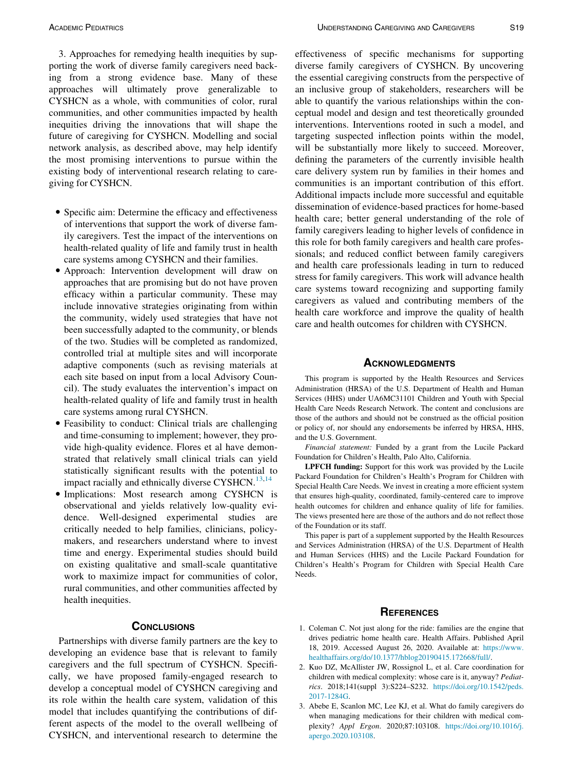3. Approaches for remedying health inequities by supporting the work of diverse family caregivers need backing from a strong evidence base. Many of these approaches will ultimately prove generalizable to CYSHCN as a whole, with communities of color, rural communities, and other communities impacted by health inequities driving the innovations that will shape the future of caregiving for CYSHCN. Modelling and social network analysis, as described above, may help identify the most promising interventions to pursue within the existing body of interventional research relating to caregiving for CYSHCN.

- Specific aim: Determine the efficacy and effectiveness of interventions that support the work of diverse family caregivers. Test the impact of the interventions on health-related quality of life and family trust in health care systems among CYSHCN and their families.
- Approach: Intervention development will draw on approaches that are promising but do not have proven efficacy within a particular community. These may include innovative strategies originating from within the community, widely used strategies that have not been successfully adapted to the community, or blends of the two. Studies will be completed as randomized, controlled trial at multiple sites and will incorporate adaptive components (such as revising materials at each site based on input from a local Advisory Council). The study evaluates the intervention's impact on health-related quality of life and family trust in health care systems among rural CYSHCN.
- Feasibility to conduct: Clinical trials are challenging and time-consuming to implement; however, they provide high-quality evidence. Flores et al have demonstrated that relatively small clinical trials can yield statistically significant results with the potential to impact racially and ethnically diverse CYSHCN.[13,14]
- Implications: Most research among CYSHCN is observational and yields relatively low-quality evidence. Well-designed experimental studies are critically needed to help families, clinicians, policymakers, and researchers understand where to invest time and energy. Experimental studies should build on existing qualitative and small-scale quantitative work to maximize impact for communities of color, rural communities, and other communities affected by health inequities.

## Conclusions

Partnerships with diverse family partners are the key to developing an evidence base that is relevant to family caregivers and the full spectrum of CYSHCN. Specifically, we have proposed family-engaged research to develop a conceptual model of CYSHCN caregiving and its role within the health care system, validation of this model that includes quantifying the contributions of different aspects of the model to the overall wellbeing of CYSHCN, and interventional research to determine the effectiveness of specific mechanisms for supporting diverse family caregivers of CYSHCN. By uncovering the essential caregiving constructs from the perspective of an inclusive group of stakeholders, researchers will be able to quantify the various relationships within the conceptual model and design and test theoretically grounded interventions. Interventions rooted in such a model, and targeting suspected inflection points within the model, will be substantially more likely to succeed. Moreover, defining the parameters of the currently invisible health care delivery system run by families in their homes and communities is an important contribution of this effort. Additional impacts include more successful and equitable dissemination of evidence-based practices for home-based health care; better general understanding of the role of family caregivers leading to higher levels of confidence in this role for both family caregivers and health care professionals; and reduced conflict between family caregivers and health care professionals leading in turn to reduced stress for family caregivers. This work will advance health care systems toward recognizing and supporting family caregivers as valued and contributing members of the health care workforce and improve the quality of health care and health outcomes for children with CYSHCN.

## Acknowledgments

This program is supported by the Health Resources and Services Administration (HRSA) of the U.S. Department of Health and Human Services (HHS) under UA6MC31101 Children and Youth with Special Health Care Needs Research Network. The content and conclusions are those of the authors and should not be construed as the official position or policy of, nor should any endorsements be inferred by HRSA, HHS, and the U.S. Government.

*Financial statement:* Funded by a grant from the Lucile Packard Foundation for Children's Health, Palo Alto, California.

**LPFCH funding:** Support for this work was provided by the Lucile Packard Foundation for Children's Health's Program for Children with Special Health Care Needs. We invest in creating a more efficient system that ensures high-quality, coordinated, family-centered care to improve health outcomes for children and enhance quality of life for families. The views presented here are those of the authors and do not reflect those of the Foundation or its staff.

This paper is part of a supplement supported by the Health Resources and Services Administration (HRSA) of the U.S. Department of Health and Human Services (HHS) and the Lucile Packard Foundation for Children's Health's Program for Children with Special Health Care Needs.

## References

1. Coleman C. Not just along for the ride: families are the engine that drives pediatric home health care. Health Affairs. Published April 18, 2019. Accessed August 26, 2020. Available at: https://www.healthaffairs.org/do/10.1377/hblog20190415.172668/full/.
2. Kuo DZ, McAllister JW, Rossignol L, et al. Care coordination for children with medical complexity: whose care is it, anyway? *Pediatrics*. 2018;141(suppl 3):S224–S232. https://doi.org/10.1542/peds.2017-1284G.
3. Abebe E, Scanlon MC, Lee KJ, et al. What do family caregivers do when managing medications for their children with medical complexity? *Appl Ergon*. 2020;87:103108. https://doi.org/10.1016/j.apergo.2020.103108.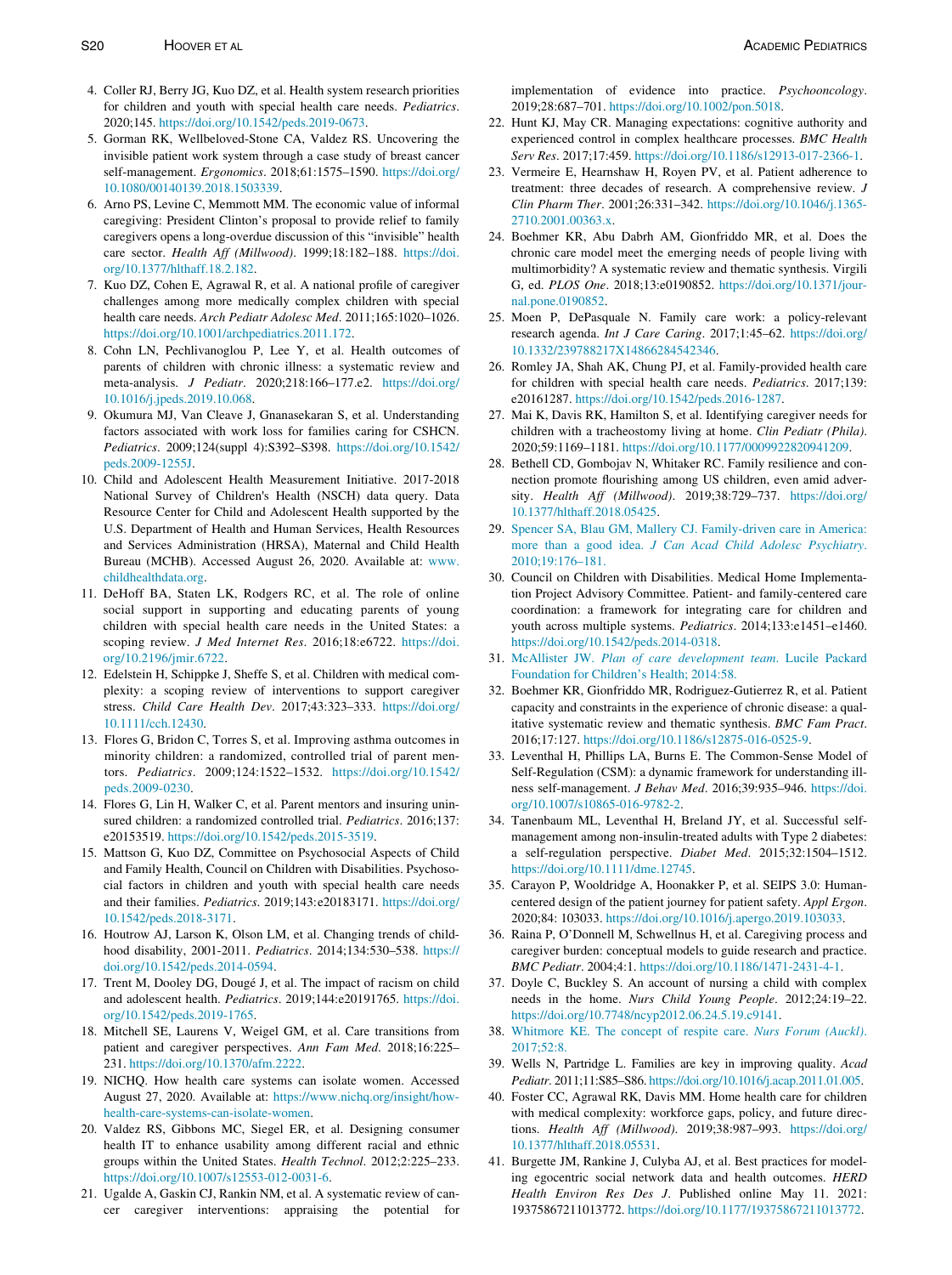4. Coller RJ, Berry JG, Kuo DZ, et al. Health system research priorities for children and youth with special health care needs. *Pediatrics*. 2020;145. https://doi.org/10.1542/peds.2019-0673.
5. Gorman RK, Wellbeloved-Stone CA, Valdez RS. Uncovering the invisible patient work system through a case study of breast cancer self-management. *Ergonomics*. 2018;61:1575–1590. https://doi.org/10.1080/00140139.2018.1503339.
6. Arno PS, Levine C, Memmott MM. The economic value of informal caregiving: President Clinton's proposal to provide relief to family caregivers opens a long-overdue discussion of this "invisible" health care sector. *Health Aff (Millwood)*. 1999;18:182–188. https://doi.org/10.1377/hlthaff.18.2.182.
7. Kuo DZ, Cohen E, Agrawal R, et al. A national profile of caregiver challenges among more medically complex children with special health care needs. *Arch Pediatr Adolesc Med*. 2011;165:1020–1026. https://doi.org/10.1001/archpediatrics.2011.172.
8. Cohn LN, Pechlivanoglou P, Lee Y, et al. Health outcomes of parents of children with chronic illness: a systematic review and meta-analysis. *J Pediatr*. 2020;218:166–177.e2. https://doi.org/10.1016/j.jpeds.2019.10.068.
9. Okumura MJ, Van Cleave J, Gnanasekaran S, et al. Understanding factors associated with work loss for families caring for CSHCN. *Pediatrics*. 2009;124(suppl 4):S392–S398. https://doi.org/10.1542/peds.2009-1255J.
10. Child and Adolescent Health Measurement Initiative. 2017-2018 National Survey of Children's Health (NSCH) data query. Data Resource Center for Child and Adolescent Health supported by the U.S. Department of Health and Human Services, Health Resources and Services Administration (HRSA), Maternal and Child Health Bureau (MCHB). Accessed August 26, 2020. Available at: www.childhealthdata.org.
11. DeHoff BA, Staten LK, Rodgers RC, et al. The role of online social support in supporting and educating parents of young children with special health care needs in the United States: a scoping review. *J Med Internet Res*. 2016;18:e6722. https://doi.org/10.2196/jmir.6722.
12. Edelstein H, Schippke J, Sheffe S, et al. Children with medical complexity: a scoping review of interventions to support caregiver stress. *Child Care Health Dev*. 2017;43:323–333. https://doi.org/10.1111/cch.12430.
13. Flores G, Bridon C, Torres S, et al. Improving asthma outcomes in minority children: a randomized, controlled trial of parent mentors. *Pediatrics*. 2009;124:1522–1532. https://doi.org/10.1542/peds.2009-0230.
14. Flores G, Lin H, Walker C, et al. Parent mentors and insuring uninsured children: a randomized controlled trial. *Pediatrics*. 2016;137:e20153519. https://doi.org/10.1542/peds.2015-3519.
15. Mattson G, Kuo DZ, Committee on Psychosocial Aspects of Child and Family Health, Council on Children with Disabilities. Psychosocial factors in children and youth with special health care needs and their families. *Pediatrics*. 2019;143:e20183171. https://doi.org/10.1542/peds.2018-3171.
16. Houtrow AJ, Larson K, Olson LM, et al. Changing trends of childhood disability, 2001-2011. *Pediatrics*. 2014;134:530–538. https://doi.org/10.1542/peds.2014-0594.
17. Trent M, Dooley DG, Dougé J, et al. The impact of racism on child and adolescent health. *Pediatrics*. 2019;144:e20191765. https://doi.org/10.1542/peds.2019-1765.
18. Mitchell SE, Laurens V, Weigel GM, et al. Care transitions from patient and caregiver perspectives. *Ann Fam Med*. 2018;16:225–231. https://doi.org/10.1370/afm.2222.
19. NICHQ. How health care systems can isolate women. Accessed August 27, 2020. Available at: https://www.nichq.org/insight/how-health-care-systems-can-isolate-women.
20. Valdez RS, Gibbons MC, Siegel ER, et al. Designing consumer health IT to enhance usability among different racial and ethnic groups within the United States. *Health Technol*. 2012;2:225–233. https://doi.org/10.1007/s12553-012-0031-6.
21. Ugalde A, Gaskin CJ, Rankin NM, et al. A systematic review of cancer caregiver interventions: appraising the potential for implementation of evidence into practice. *Psychooncology*. 2019;28:687–701. https://doi.org/10.1002/pon.5018.
22. Hunt KJ, May CR. Managing expectations: cognitive authority and experienced control in complex healthcare processes. *BMC Health Serv Res*. 2017;17:459. https://doi.org/10.1186/s12913-017-2366-1.
23. Vermeire E, Hearnshaw H, Royen PV, et al. Patient adherence to treatment: three decades of research. A comprehensive review. *J Clin Pharm Ther*. 2001;26:331–342. https://doi.org/10.1046/j.1365-2710.2001.00363.x.
24. Boehmer KR, Abu Dabrh AM, Gionfriddo MR, et al. Does the chronic care model meet the emerging needs of people living with multimorbidity? A systematic review and thematic synthesis. Virgili G, ed. *PLOS One*. 2018;13:e0190852. https://doi.org/10.1371/journal.pone.0190852.
25. Moen P, DePasquale N. Family care work: a policy-relevant research agenda. *Int J Care Caring*. 2017;1:45–62. https://doi.org/10.1332/239788217X14866284542346.
26. Romley JA, Shah AK, Chung PJ, et al. Family-provided health care for children with special health care needs. *Pediatrics*. 2017;139:e20161287. https://doi.org/10.1542/peds.2016-1287.
27. Mai K, Davis RK, Hamilton S, et al. Identifying caregiver needs for children with a tracheostomy living at home. *Clin Pediatr (Phila)*. 2020;59:1169–1181. https://doi.org/10.1177/0009922820941209.
28. Bethell CD, Gombojav N, Whitaker RC. Family resilience and connection promote flourishing among US children, even amid adversity. *Health Aff (Millwood)*. 2019;38:729–737. https://doi.org/10.1377/hlthaff.2018.05425.
29. Spencer SA, Blau GM, Mallery CJ. Family-driven care in America: more than a good idea. *J Can Acad Child Adolesc Psychiatry*. 2010;19:176–181.
30. Council on Children with Disabilities. Medical Home Implementation Project Advisory Committee. Patient- and family-centered care coordination: a framework for integrating care for children and youth across multiple systems. *Pediatrics*. 2014;133:e1451–e1460. https://doi.org/10.1542/peds.2014-0318.
31. McAllister JW. *Plan of care development team*. Lucile Packard Foundation for Children's Health; 2014:58.
32. Boehmer KR, Gionfriddo MR, Rodriguez-Gutierrez R, et al. Patient capacity and constraints in the experience of chronic disease: a qualitative systematic review and thematic synthesis. *BMC Fam Pract*. 2016;17:127. https://doi.org/10.1186/s12875-016-0525-9.
33. Leventhal H, Phillips LA, Burns E. The Common-Sense Model of Self-Regulation (CSM): a dynamic framework for understanding illness self-management. *J Behav Med*. 2016;39:935–946. https://doi.org/10.1007/s10865-016-9782-2.
34. Tanenbaum ML, Leventhal H, Breland JY, et al. Successful self-management among non-insulin-treated adults with Type 2 diabetes: a self-regulation perspective. *Diabet Med*. 2015;32:1504–1512. https://doi.org/10.1111/dme.12745.
35. Carayon P, Wooldridge A, Hoonakker P, et al. SEIPS 3.0: Human-centered design of the patient journey for patient safety. *Appl Ergon*. 2020;84: 103033. https://doi.org/10.1016/j.apergo.2019.103033.
36. Raina P, O'Donnell M, Schwellnus H, et al. Caregiving process and caregiver burden: conceptual models to guide research and practice. *BMC Pediatr*. 2004;4:1. https://doi.org/10.1186/1471-2431-4-1.
37. Doyle C, Buckley S. An account of nursing a child with complex needs in the home. *Nurs Child Young People*. 2012;24:19–22. https://doi.org/10.7748/ncyp2012.06.24.5.19.c9141.
38. Whitmore KE. The concept of respite care. *Nurs Forum (Auckl)*. 2017;52:8.
39. Wells N, Partridge L. Families are key in improving quality. *Acad Pediatr*. 2011;11:S85–S86. https://doi.org/10.1016/j.acap.2011.01.005.
40. Foster CC, Agrawal RK, Davis MM. Home health care for children with medical complexity: workforce gaps, policy, and future directions. *Health Aff (Millwood)*. 2019;38:987–993. https://doi.org/10.1377/hlthaff.2018.05531.
41. Burgette JM, Rankine J, Culyba AJ, et al. Best practices for modeling egocentric social network data and health outcomes. *HERD Health Environ Res Des J*. Published online May 11. 2021: 19375867211013772. https://doi.org/10.1177/19375867211013772.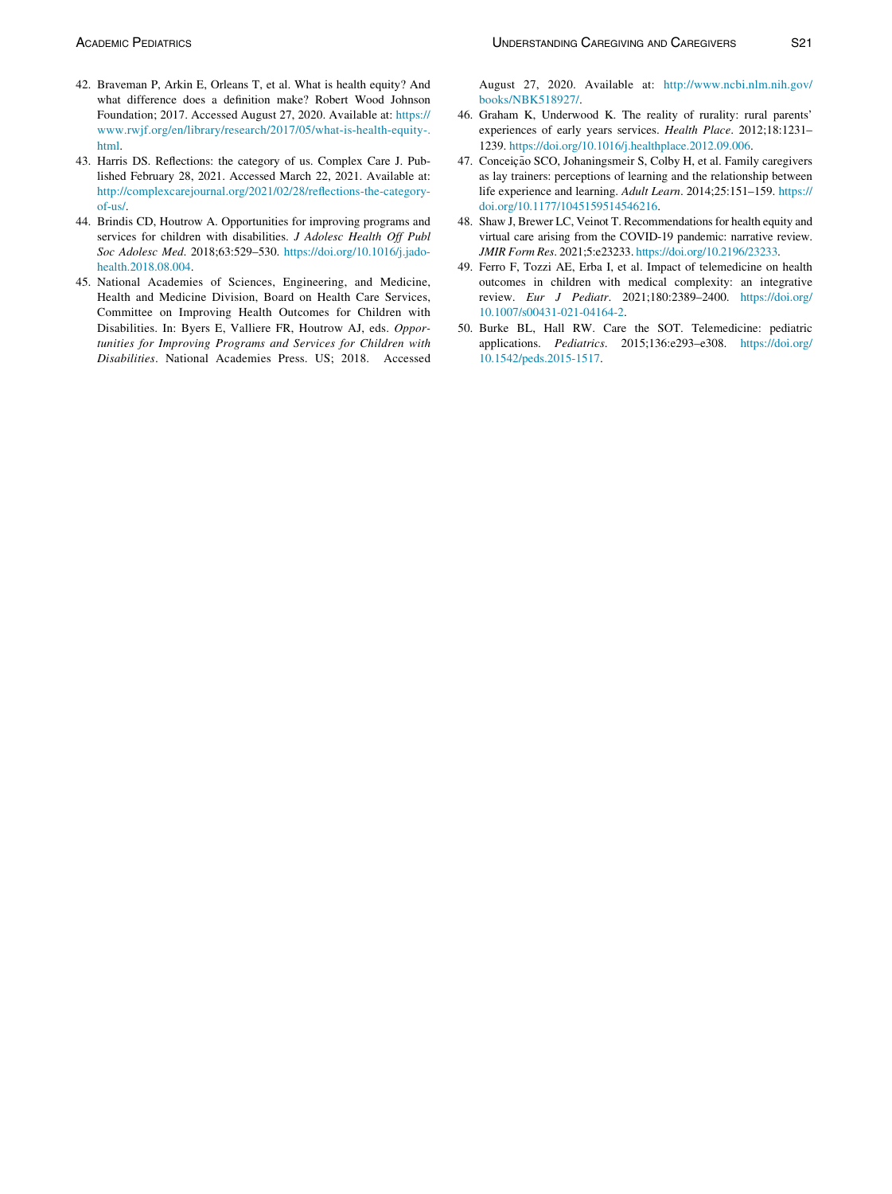42. Braveman P, Arkin E, Orleans T, et al. What is health equity? And what difference does a definition make? Robert Wood Johnson Foundation; 2017. Accessed August 27, 2020. Available at: https://www.rwjf.org/en/library/research/2017/05/what-is-health-equity-.html.
43. Harris DS. Reflections: the category of us. Complex Care J. Published February 28, 2021. Accessed March 22, 2021. Available at: http://complexcarejournal.org/2021/02/28/reflections-the-category-of-us/.
44. Brindis CD, Houtrow A. Opportunities for improving programs and services for children with disabilities. *J Adolesc Health Off Publ Soc Adolesc Med*. 2018;63:529–530. https://doi.org/10.1016/j.jadohealth.2018.08.004.
45. National Academies of Sciences, Engineering, and Medicine, Health and Medicine Division, Board on Health Care Services, Committee on Improving Health Outcomes for Children with Disabilities. In: Byers E, Valliere FR, Houtrow AJ, eds. *Opportunities for Improving Programs and Services for Children with Disabilities*. National Academies Press. US; 2018. Accessed August 27, 2020. Available at: http://www.ncbi.nlm.nih.gov/books/NBK518927/.
46. Graham K, Underwood K. The reality of rurality: rural parents' experiences of early years services. *Health Place*. 2012;18:1231–1239. https://doi.org/10.1016/j.healthplace.2012.09.006.
47. Conceição SCO, Johaningsmeir S, Colby H, et al. Family caregivers as lay trainers: perceptions of learning and the relationship between life experience and learning. *Adult Learn*. 2014;25:151–159. https://doi.org/10.1177/1045159514546216.
48. Shaw J, Brewer LC, Veinot T. Recommendations for health equity and virtual care arising from the COVID-19 pandemic: narrative review. *JMIR Form Res*. 2021;5:e23233. https://doi.org/10.2196/23233.
49. Ferro F, Tozzi AE, Erba I, et al. Impact of telemedicine on health outcomes in children with medical complexity: an integrative review. *Eur J Pediatr*. 2021;180:2389–2400. https://doi.org/10.1007/s00431-021-04164-2.
50. Burke BL, Hall RW. Care the SOT. Telemedicine: pediatric applications. *Pediatrics*. 2015;136:e293–e308. https://doi.org/10.1542/peds.2015-1517.